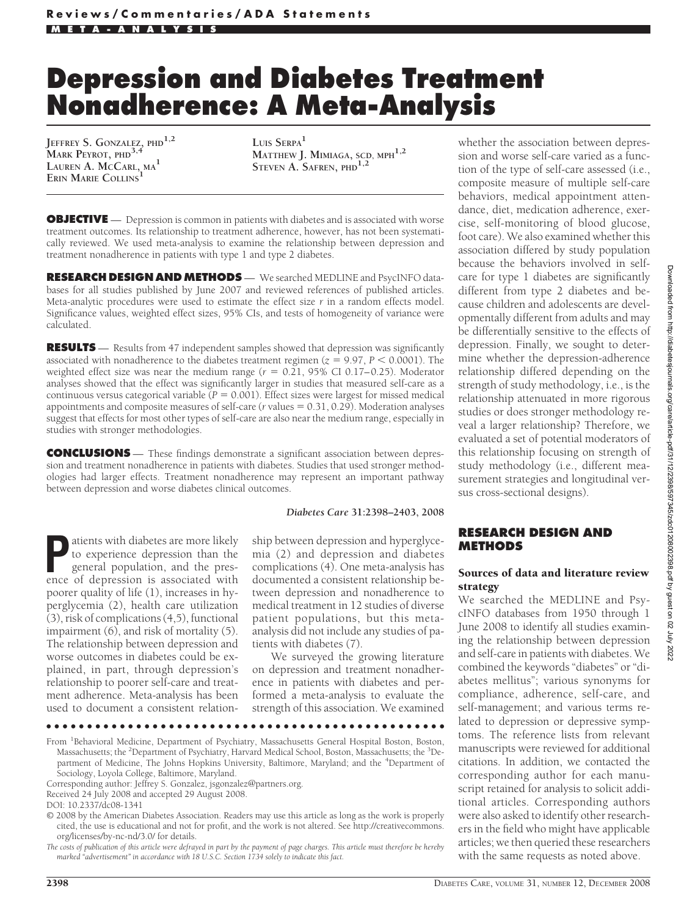# Depression and Diabetes Treatment Nonadherence: A Meta-Analysis

JEFFREY S. GONZALEZ, PHD[1,2]
MARK PEYROT, PHD[3,4]
LAUREN A. MCCARL, MA[1]
ERIN MARIE COLLINS[1]
LUIS SERPA[1]
MATTHEW J. MIMIAGA, SCD, MPH[1,2]
STEVEN A. SAFREN, PHD[1,2]

**OBJECTIVE** — Depression is common in patients with diabetes and is associated with worse treatment outcomes. Its relationship to treatment adherence, however, has not been systematically reviewed. We used meta-analysis to examine the relationship between depression and treatment nonadherence in patients with type 1 and type 2 diabetes.

**RESEARCH DESIGN AND METHODS** — We searched MEDLINE and PsycINFO databases for all studies published by June 2007 and reviewed references of published articles. Meta-analytic procedures were used to estimate the effect size $r$ in a random effects model. Significance values, weighted effect sizes, 95% CIs, and tests of homogeneity of variance were calculated.

**RESULTS** — Results from 47 independent samples showed that depression was significantly associated with nonadherence to the diabetes treatment regimen ($z = 9.97$, $P < 0.0001$). The weighted effect size was near the medium range ($r = 0.21$, 95% CI 0.17–0.25). Moderator analyses showed that the effect was significantly larger in studies that measured self-care as a continuous versus categorical variable ($P = 0.001$). Effect sizes were largest for missed medical appointments and composite measures of self-care ($r$ values = 0.31, 0.29). Moderation analyses suggest that effects for most other types of self-care are also near the medium range, especially in studies with stronger methodologies.

**CONCLUSIONS** — These findings demonstrate a significant association between depression and treatment nonadherence in patients with diabetes. Studies that used stronger methodologies had larger effects. Treatment nonadherence may represent an important pathway between depression and worse diabetes clinical outcomes.

*Diabetes Care* **31**:2398–2403, 2008

Patients with diabetes are more likely to experience depression than the general population, and the presence of depression is associated with poorer quality of life (1), increases in hyperglycemia (2), health care utilization (3), risk of complications (4,5), functional impairment (6), and risk of mortality (5). The relationship between depression and worse outcomes in diabetes could be explained, in part, through depression's relationship to poorer self-care and treatment adherence. Meta-analysis has been used to document a consistent relationship between depression and hyperglycemia (2) and depression and diabetes complications (4). One meta-analysis has documented a consistent relationship between depression and nonadherence to medical treatment in 12 studies of diverse patient populations, but this meta-analysis did not include any studies of patients with diabetes (7).

We surveyed the growing literature on depression and treatment nonadherence in patients with diabetes and performed a meta-analysis to evaluate the strength of this association. We examined whether the association between depression and worse self-care varied as a function of the type of self-care assessed (i.e., composite measure of multiple self-care behaviors, medical appointment attendance, diet, medication adherence, exercise, self-monitoring of blood glucose, foot care). We also examined whether this association differed by study population because the behaviors involved in self-care for type 1 diabetes are significantly different from type 2 diabetes and because children and adolescents are developmentally different from adults and may be differentially sensitive to the effects of depression. Finally, we sought to determine whether the depression-adherence relationship differed depending on the strength of study methodology, i.e., is the relationship attenuated in more rigorous studies or does stronger methodology reveal a larger relationship? Therefore, we evaluated a set of potential moderators of this relationship focusing on strength of study methodology (i.e., different measurement strategies and longitudinal versus cross-sectional designs).

## RESEARCH DESIGN AND METHODS

### Sources of data and literature review strategy

We searched the MEDLINE and PsycINFO databases from 1950 through 1 June 2008 to identify all studies examining the relationship between depression and self-care in patients with diabetes. We combined the keywords "diabetes" or "diabetes mellitus"; various synonyms for compliance, adherence, self-care, and self-management; and various terms related to depression or depressive symptoms. The reference lists from relevant manuscripts were reviewed for additional citations. In addition, we contacted the corresponding author for each manuscript retained for analysis to solicit additional articles. Corresponding authors were also asked to identify other researchers in the field who might have applicable articles; we then queried these researchers with the same requests as noted above.

From [1]Behavioral Medicine, Department of Psychiatry, Massachusetts General Hospital Boston, Boston, Massachusetts; the [2]Department of Psychiatry, Harvard Medical School, Boston, Massachusetts; the [3]Department of Medicine, The Johns Hopkins University, Baltimore, Maryland; and the [4]Department of Sociology, Loyola College, Baltimore, Maryland.

Corresponding author: Jeffrey S. Gonzalez, jsgonzalez@partners.org.

Received 24 July 2008 and accepted 29 August 2008.

DOI: 10.2337/dc08-1341

© 2008 by the American Diabetes Association. Readers may use this article as long as the work is properly cited, the use is educational and not for profit, and the work is not altered. See http://creativecommons.org/licenses/by-nc-nd/3.0/ for details.

*The costs of publication of this article were defrayed in part by the payment of page charges. This article must therefore be hereby marked "advertisement" in accordance with 18 U.S.C. Section 1734 solely to indicate this fact.*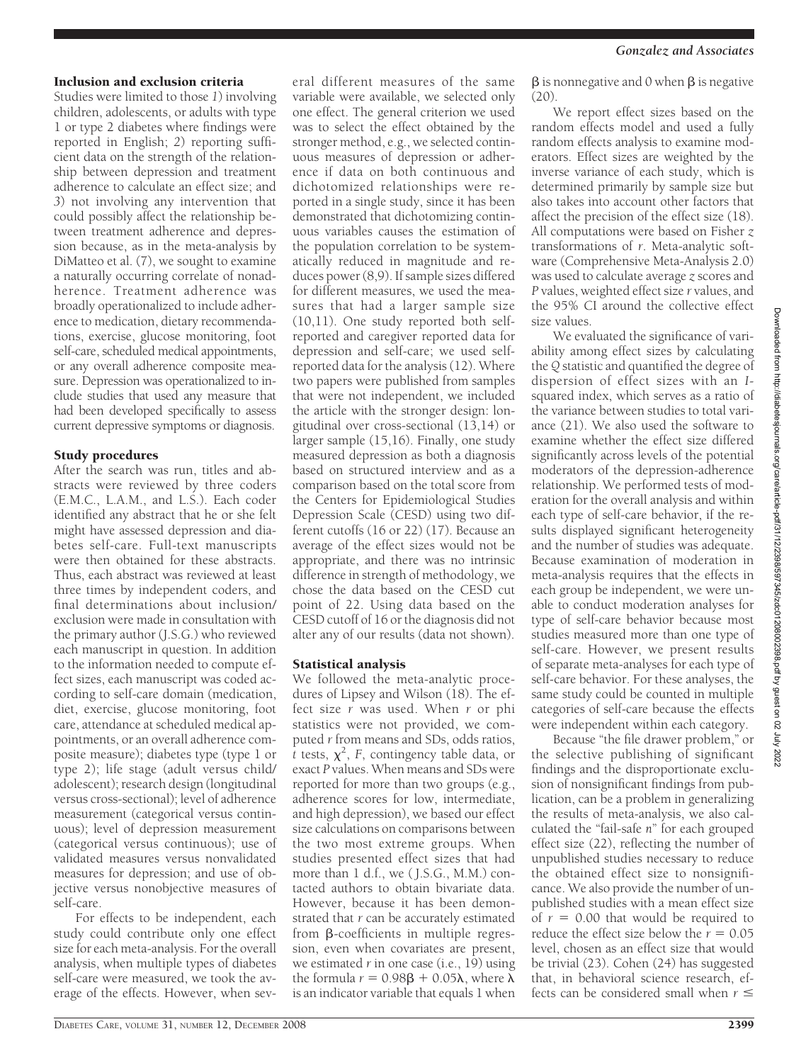### Inclusion and exclusion criteria

Studies were limited to those *1*) involving children, adolescents, or adults with type 1 or type 2 diabetes where findings were reported in English; *2*) reporting sufficient data on the strength of the relationship between depression and treatment adherence to calculate an effect size; and *3*) not involving any intervention that could possibly affect the relationship between treatment adherence and depression because, as in the meta-analysis by DiMatteo et al. (7), we sought to examine a naturally occurring correlate of nonadherence. Treatment adherence was broadly operationalized to include adherence to medication, dietary recommendations, exercise, glucose monitoring, foot self-care, scheduled medical appointments, or any overall adherence composite measure. Depression was operationalized to include studies that used any measure that had been developed specifically to assess current depressive symptoms or diagnosis.

### Study procedures

After the search was run, titles and abstracts were reviewed by three coders (E.M.C., L.A.M., and L.S.). Each coder identified any abstract that he or she felt might have assessed depression and diabetes self-care. Full-text manuscripts were then obtained for these abstracts. Thus, each abstract was reviewed at least three times by independent coders, and final determinations about inclusion/exclusion were made in consultation with the primary author (J.S.G.) who reviewed each manuscript in question. In addition to the information needed to compute effect sizes, each manuscript was coded according to self-care domain (medication, diet, exercise, glucose monitoring, foot care, attendance at scheduled medical appointments, or an overall adherence composite measure); diabetes type (type 1 or type 2); life stage (adult versus child/adolescent); research design (longitudinal versus cross-sectional); level of adherence measurement (categorical versus continuous); level of depression measurement (categorical versus continuous); use of validated measures versus nonvalidated measures for depression; and use of objective versus nonobjective measures of self-care.

For effects to be independent, each study could contribute only one effect size for each meta-analysis. For the overall analysis, when multiple types of diabetes self-care were measured, we took the average of the effects. However, when several different measures of the same variable were available, we selected only one effect. The general criterion we used was to select the effect obtained by the stronger method, e.g., we selected continuous measures of depression or adherence if data on both continuous and dichotomized relationships were reported in a single study, since it has been demonstrated that dichotomizing continuous variables causes the estimation of the population correlation to be systematically reduced in magnitude and reduces power (8,9). If sample sizes differed for different measures, we used the measures that had a larger sample size (10,11). One study reported both self-reported and caregiver reported data for depression and self-care; we used self-reported data for the analysis (12). Where two papers were published from samples that were not independent, we included the article with the stronger design: longitudinal over cross-sectional (13,14) or larger sample (15,16). Finally, one study measured depression as both a diagnosis based on structured interview and as a comparison based on the total score from the Centers for Epidemiological Studies Depression Scale (CESD) using two different cutoffs (16 or 22) (17). Because an average of the effect sizes would not be appropriate, and there was no intrinsic difference in strength of methodology, we chose the data based on the CESD cut point of 22. Using data based on the CESD cutoff of 16 or the diagnosis did not alter any of our results (data not shown).

### Statistical analysis

We followed the meta-analytic procedures of Lipsey and Wilson (18). The effect size $r$ was used. When $r$ or phi statistics were not provided, we computed $r$ from means and SDs, odds ratios, $t$ tests, $\chi^2$, $F$, contingency table data, or exact $P$ values. When means and SDs were reported for more than two groups (e.g., adherence scores for low, intermediate, and high depression), we based our effect size calculations on comparisons between the two most extreme groups. When studies presented effect sizes that had more than 1 d.f., we (J.S.G., M.M.) contacted authors to obtain bivariate data. However, because it has been demonstrated that $r$ can be accurately estimated from β-coefficients in multiple regression, even when covariates are present, we estimated $r$ in one case (i.e., 19) using the formula $r = 0.98\beta + 0.05\lambda$, where $\lambda$ is an indicator variable that equals 1 when $\beta$ is nonnegative and 0 when $\beta$ is negative (20).

We report effect sizes based on the random effects model and used a fully random effects analysis to examine moderators. Effect sizes are weighted by the inverse variance of each study, which is determined primarily by sample size but also takes into account other factors that affect the precision of the effect size (18). All computations were based on Fisher $z$ transformations of $r$. Meta-analytic software (Comprehensive Meta-Analysis 2.0) was used to calculate average $z$ scores and $P$ values, weighted effect size $r$ values, and the 95% CI around the collective effect size values.

We evaluated the significance of variability among effect sizes by calculating the $Q$ statistic and quantified the degree of dispersion of effect sizes with an $I$-squared index, which serves as a ratio of the variance between studies to total variance (21). We also used the software to examine whether the effect size differed significantly across levels of the potential moderators of the depression-adherence relationship. We performed tests of moderation for the overall analysis and within each type of self-care behavior, if the results displayed significant heterogeneity and the number of studies was adequate. Because examination of moderation in meta-analysis requires that the effects in each group be independent, we were unable to conduct moderation analyses for type of self-care behavior because most studies measured more than one type of self-care. However, we present results of separate meta-analyses for each type of self-care behavior. For these analyses, the same study could be counted in multiple categories of self-care because the effects were independent within each category.

Because "file drawer problem," or the selective publishing of significant findings and the disproportionate exclusion of nonsignificant findings from publication, can be a problem in generalizing the results of meta-analysis, we also calculated the "fail-safe $n$" for each grouped effect size (22), reflecting the number of unpublished studies necessary to reduce the obtained effect size to nonsignificance. We also provide the number of unpublished studies with a mean effect size of $r = 0.00$ that would be required to reduce the effect size below the $r = 0.05$ level, chosen as an effect size that would be trivial (23). Cohen (24) has suggested that, in behavioral science research, effects can be considered small when $r \leq$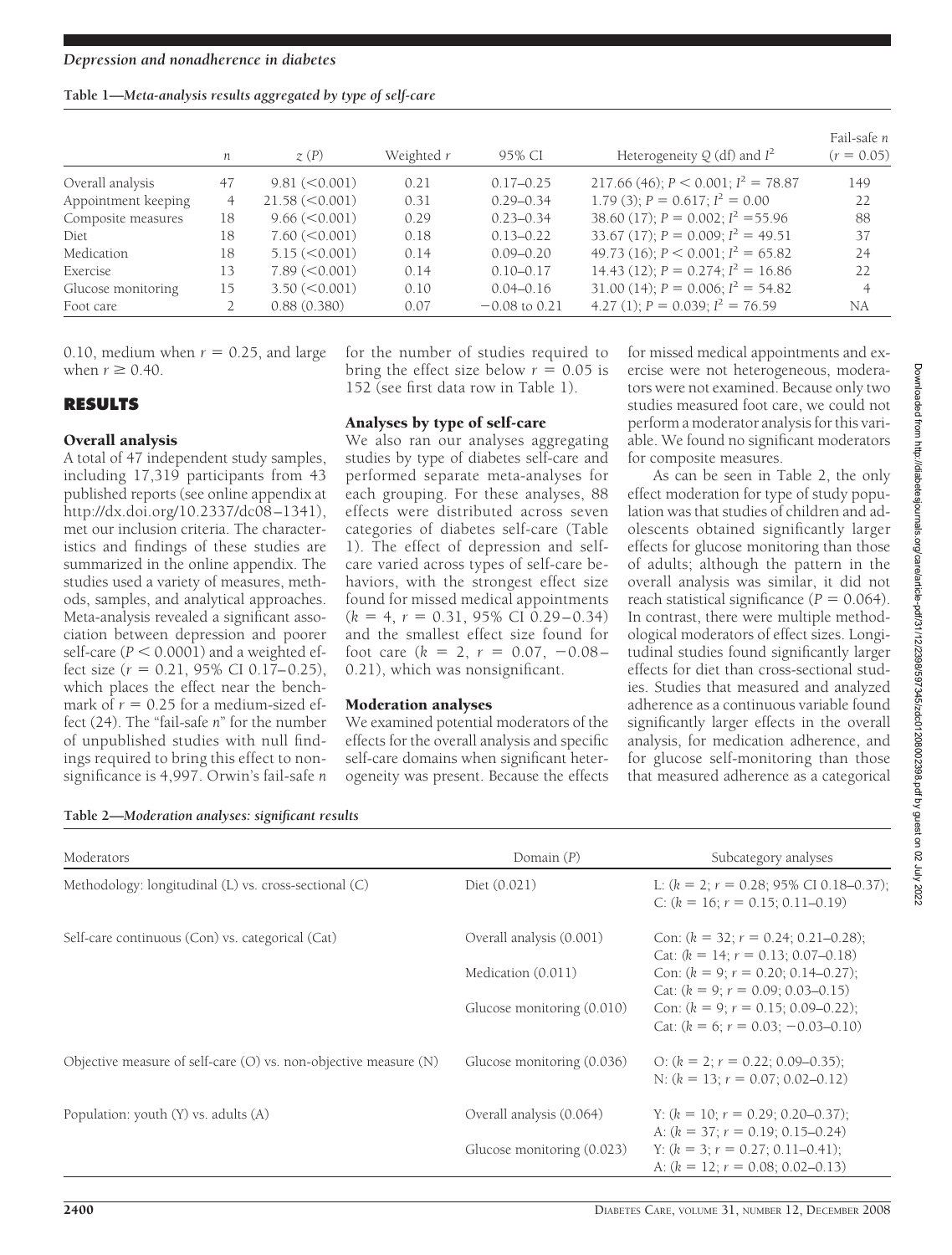**Table 1—Meta-analysis results aggregated by type of self-care**

|  | $n$ | $z$ ($P$) | Weighted $r$ | 95% CI | Heterogeneity $Q$ (df) and $I^2$ | Fail-safe $n$ ($r$ = 0.05) |
|---|---|---|---|---|---|---|
| Overall analysis | 47 | 9.81 (<0.001) | 0.21 | 0.17–0.25 | 217.66 (46); $P < 0.001$; $I^2 = 78.87$ | 149 |
| Appointment keeping | 4 | 21.58 (<0.001) | 0.31 | 0.29–0.34 | 1.79 (3); $P = 0.617$; $I^2 = 0.00$ | 22 |
| Composite measures | 18 | 9.66 (<0.001) | 0.29 | 0.23–0.34 | 38.60 (17); $P = 0.002$; $I^2 = 55.96$ | 88 |
| Diet | 18 | 7.60 (<0.001) | 0.18 | 0.13–0.22 | 33.67 (17); $P = 0.009$; $I^2 = 49.51$ | 37 |
| Medication | 18 | 5.15 (<0.001) | 0.14 | 0.09–0.20 | 49.73 (16); $P < 0.001$; $I^2 = 65.82$ | 24 |
| Exercise | 13 | 7.89 (<0.001) | 0.14 | 0.10–0.17 | 14.43 (12); $P = 0.274$; $I^2 = 16.86$ | 22 |
| Glucose monitoring | 15 | 3.50 (<0.001) | 0.10 | 0.04–0.16 | 31.00 (14); $P = 0.006$; $I^2 = 54.82$ | 4 |
| Foot care | 2 | 0.88 (0.380) | 0.07 | −0.08 to 0.21 | 4.27 (1); $P = 0.039$; $I^2 = 76.59$ | NA |

0.10, medium when $r = 0.25$, and large when $r \geq 0.40$.

## RESULTS

### Overall analysis

A total of 47 independent study samples, including 17,319 participants from 43 published reports (see online appendix at http://dx.doi.org/10.2337/dc08-1341), met our inclusion criteria. The characteristics and findings of these studies are summarized in the online appendix. The studies used a variety of measures, methods, samples, and analytical approaches. Meta-analysis revealed a significant association between depression and poorer self-care ($P < 0.0001$) and a weighted effect size ($r = 0.21$, 95% CI 0.17–0.25), which places the effect near the benchmark of $r = 0.25$ for a medium-sized effect (24). The "fail-safe $n$" for the number of unpublished studies with null findings required to bring this effect to nonsignificance is 4,997. Orwin's fail-safe $n$ for the number of studies required to bring the effect size below $r = 0.05$ is 152 (see first data row in Table 1).

### Analyses by type of self-care

We also ran our analyses aggregating studies by type of diabetes self-care and performed separate meta-analyses for each grouping. For these analyses, 88 effects were distributed across seven categories of diabetes self-care (Table 1). The effect of depression and self-care varied across types of self-care behaviors, with the strongest effect size found for missed medical appointments ($k = 4$, $r = 0.31$, 95% CI 0.29–0.34) and the smallest effect size found for foot care ($k = 2$, $r = 0.07$, −0.08–0.21), which was nonsignificant.

### Moderation analyses

We examined potential moderators of the effects for the overall analysis and specific self-care domains when significant heterogeneity was present. Because the effects for missed medical appointments and exercise were not heterogeneous, moderators were not examined. Because only two studies measured foot care, we could not perform a moderator analysis for this variable. We found no significant moderators for composite measures.

As can be seen in Table 2, the only effect moderation for type of study population was that studies of children and adolescents obtained significantly larger effects for glucose monitoring than those of adults; although the pattern in the overall analysis was similar, it did not reach statistical significance ($P = 0.064$). In contrast, there were multiple methodological moderators of effect sizes. Longitudinal studies found significantly larger effects for diet than cross-sectional studies. Studies that measured and analyzed adherence as a continuous variable found significantly larger effects in the overall analysis, for medication adherence, and for glucose self-monitoring than those that measured adherence as a categorical

**Table 2—Moderation analyses: significant results**

| Moderators | Domain ($P$) | Subcategory analyses |
|---|---|---|
| Methodology: longitudinal (L) vs. cross-sectional (C) | Diet (0.021) | L: ($k = 2$; $r = 0.28$; 95% CI 0.18–0.37); C: ($k = 16$; $r = 0.15$; 0.11–0.19) |
| Self-care continuous (Con) vs. categorical (Cat) | Overall analysis (0.001) | Con: ($k = 32$; $r = 0.24$; 0.21–0.28); Cat: ($k = 14$; $r = 0.13$; 0.07–0.18) |
|  | Medication (0.011) | Con: ($k = 9$; $r = 0.20$; 0.14–0.27); Cat: ($k = 9$; $r = 0.09$; 0.03–0.15) |
|  | Glucose monitoring (0.010) | Con: ($k = 9$; $r = 0.15$; 0.09–0.22); Cat: ($k = 6$; $r = 0.03$; −0.03–0.10) |
| Objective measure of self-care (O) vs. non-objective measure (N) | Glucose monitoring (0.036) | O: ($k = 2$; $r = 0.22$; 0.09–0.35); N: ($k = 13$; $r = 0.07$; 0.02–0.12) |
| Population: youth (Y) vs. adults (A) | Overall analysis (0.064) | Y: ($k = 10$; $r = 0.29$; 0.20–0.37); A: ($k = 37$; $r = 0.19$; 0.15–0.24) |
|  | Glucose monitoring (0.023) | Y: ($k = 3$; $r = 0.27$; 0.11–0.41); A: ($k = 12$; $r = 0.08$; 0.02–0.13) |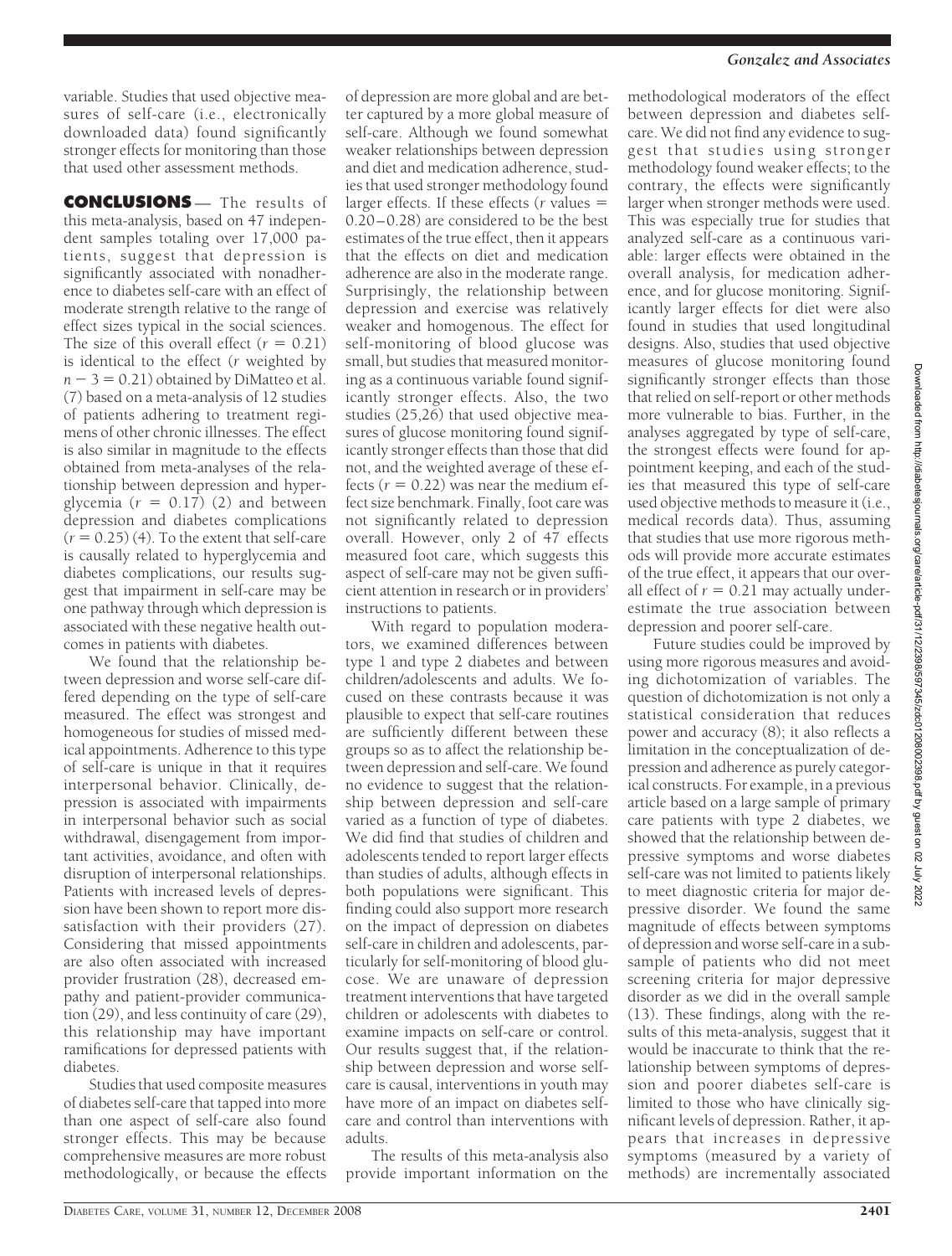variable. Studies that used objective measures of self-care (i.e., electronically downloaded data) found significantly stronger effects for monitoring than those that used other assessment methods.

**CONCLUSIONS** — The results of this meta-analysis, based on 47 independent samples totaling over 17,000 patients, suggest that depression is significantly associated with nonadherence to diabetes self-care with an effect of moderate strength relative to the range of effect sizes typical in the social sciences. The size of this overall effect ($r = 0.21$) is identical to the effect ($r$ weighted by $n - 3 = 0.21$) obtained by DiMatteo et al. (7) based on a meta-analysis of 12 studies of patients adhering to treatment regimens of other chronic illnesses. The effect is also similar in magnitude to the effects obtained from meta-analyses of the relationship between depression and hyperglycemia ($r = 0.17$) (2) and between depression and diabetes complications ($r = 0.25$) (4). To the extent that self-care is causally related to hyperglycemia and diabetes complications, our results suggest that impairment in self-care may be one pathway through which depression is associated with these negative health outcomes in patients with diabetes.

We found that the relationship between depression and worse self-care differed depending on the type of self-care measured. The effect was strongest and homogeneous for studies of missed medical appointments. Adherence to this type of self-care is unique in that it requires interpersonal behavior. Clinically, depression is associated with impairments in interpersonal behavior such as social withdrawal, disengagement from important activities, avoidance, and often with disruption of interpersonal relationships. Patients with increased levels of depression have been shown to report more dissatisfaction with their providers (27). Considering that missed appointments are also often associated with increased provider frustration (28), decreased empathy and patient-provider communication (29), and less continuity of care (29), this relationship may have important ramifications for depressed patients with diabetes.

Studies that used composite measures of diabetes self-care that tapped into more than one aspect of self-care also found stronger effects. This may be because comprehensive measures are more robust methodologically, or because the effects of depression are more global and are better captured by a more global measure of self-care. Although we found somewhat weaker relationships between depression and diet and medication adherence, studies that used stronger methodology found larger effects. If these effects ($r$ values $= 0.20–0.28$) are considered to be the best estimates of the true effect, then it appears that the effects on diet and medication adherence are also in the moderate range. Surprisingly, the relationship between depression and exercise was relatively weaker and homogenous. The effect for self-monitoring of blood glucose was small, but studies that measured monitoring as a continuous variable found significantly stronger effects. Also, the two studies (25,26) that used objective measures of glucose monitoring found significantly stronger effects than those that did not, and the weighted average of these effects ($r = 0.22$) was near the medium effect size benchmark. Finally, foot care was not significantly related to depression overall. However, only 2 of 47 effects measured foot care, which suggests this aspect of self-care may not be given sufficient attention in research or in providers' instructions to patients.

With regard to population moderators, we examined differences between type 1 and type 2 diabetes and between children/adolescents and adults. We focused on these contrasts because it was plausible to expect that self-care routines are sufficiently different between these groups so as to affect the relationship between depression and self-care. We found no evidence to suggest that the relationship between depression and self-care varied as a function of type of diabetes. We did find that studies of children and adolescents tended to report larger effects than studies of adults, although effects in both populations were significant. This finding could also support more research on the impact of depression on diabetes self-care in children and adolescents, particularly for self-monitoring of blood glucose. We are unaware of depression treatment interventions that have targeted children or adolescents with diabetes to examine impacts on self-care or control. Our results suggest that, if the relationship between depression and worse self-care is causal, interventions in youth may have more of an impact on diabetes self-care and control than interventions with adults.

The results of this meta-analysis also provide important information on the methodological moderators of the effect between depression and diabetes self-care. We did not find any evidence to suggest that studies using stronger methodology found weaker effects; to the contrary, the effects were significantly larger when stronger methods were used. This was especially true for studies that analyzed self-care as a continuous variable: larger effects were obtained in the overall analysis, for medication adherence, and for glucose monitoring. Significantly larger effects for diet were also found in studies that used longitudinal designs. Also, studies that used objective measures of glucose monitoring found significantly stronger effects than those that relied on self-report or other methods more vulnerable to bias. Further, in the analyses aggregated by type of self-care, the strongest effects were found for appointment keeping, and each of the studies that measured this type of self-care used objective methods to measure it (i.e., medical records data). Thus, assuming that studies that use more rigorous methods will provide more accurate estimates of the true effect, it appears that our overall effect of $r = 0.21$ may actually underestimate the true association between depression and poorer self-care.

Future studies could be improved by using more rigorous measures and avoiding dichotomization of variables. The question of dichotomization is not only a statistical consideration that reduces power and accuracy (8); it also reflects a limitation in the conceptualization of depression and adherence as purely categorical constructs. For example, in a previous article based on a large sample of primary care patients with type 2 diabetes, we showed that the relationship between depressive symptoms and worse diabetes self-care was not limited to patients likely to meet diagnostic criteria for major depressive disorder. We found the same magnitude of effects between symptoms of depression and worse self-care in a subsample of patients who did not meet screening criteria for major depressive disorder as we did in the overall sample (13). These findings, along with the results of this meta-analysis, suggest that it would be inaccurate to think that the relationship between symptoms of depression and poorer diabetes self-care is limited to those who have clinically significant levels of depression. Rather, it appears that increases in depressive symptoms (measured by a variety of methods) are incrementally associated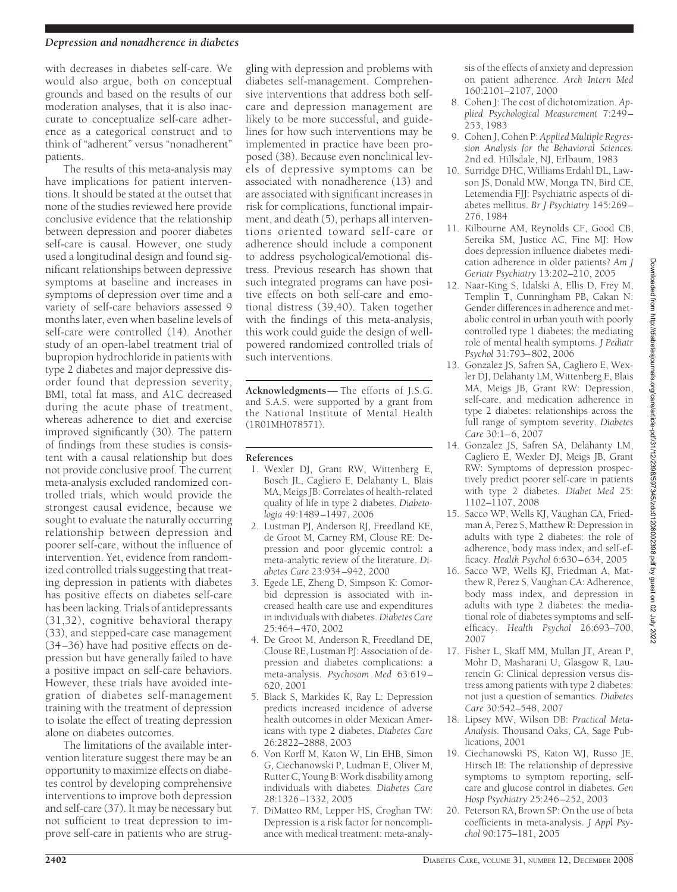with decreases in diabetes self-care. We would also argue, both on conceptual grounds and based on the results of our moderation analyses, that it is also inaccurate to conceptualize self-care adherence as a categorical construct and to think of "adherent" versus "nonadherent" patients.

The results of this meta-analysis may have implications for patient interventions. It should be stated at the outset that none of the studies reviewed here provide conclusive evidence that the relationship between depression and poorer diabetes self-care is causal. However, one study used a longitudinal design and found significant relationships between depressive symptoms at baseline and increases in symptoms of depression over time and a variety of self-care behaviors assessed 9 months later, even when baseline levels of self-care were controlled (14). Another study of an open-label treatment trial of bupropion hydrochloride in patients with type 2 diabetes and major depressive disorder found that depression severity, BMI, total fat mass, and A1C decreased during the acute phase of treatment, whereas adherence to diet and exercise improved significantly (30). The pattern of findings from these studies is consistent with a causal relationship but does not provide conclusive proof. The current meta-analysis excluded randomized controlled trials, which would provide the strongest causal evidence, because we sought to evaluate the naturally occurring relationship between depression and poorer self-care, without the influence of intervention. Yet, evidence from randomized controlled trials suggesting that treating depression in patients with diabetes has positive effects on diabetes self-care has been lacking. Trials of antidepressants (31,32), cognitive behavioral therapy (33), and stepped-care case management (34–36) have had positive effects on depression but have generally failed to have a positive impact on self-care behaviors. However, these trials have avoided integration of diabetes self-management training with the treatment of depression to isolate the effect of treating depression alone on diabetes outcomes.

The limitations of the available intervention literature suggest there may be an opportunity to maximize effects on diabetes control by developing comprehensive interventions to improve both depression and self-care (37). It may be necessary but not sufficient to treat depression to improve self-care in patients who are struggling with depression and problems with diabetes self-management. Comprehensive interventions that address both self-care and depression management are likely to be more successful, and guidelines for how such interventions may be implemented in practice have been proposed (38). Because even nonclinical levels of depressive symptoms can be associated with nonadherence (13) and are associated with significant increases in risk for complications, functional impairment, and death (5), perhaps all interventions oriented toward self-care or adherence should include a component to address psychological/emotional distress. Previous research has shown that such integrated programs can have positive effects on both self-care and emotional distress (39,40). Taken together with the findings of this meta-analysis, this work could guide the design of well-powered randomized controlled trials of such interventions.

**Acknowledgments**— The efforts of J.S.G. and S.A.S. were supported by a grant from the National Institute of Mental Health (1R01MH078571).

## References

1. Wexler DJ, Grant RW, Wittenberg E, Bosch JL, Cagliero E, Delahanty L, Blais MA, Meigs JB: Correlates of health-related quality of life in type 2 diabetes. *Diabetologia* 49:1489–1497, 2006
2. Lustman PJ, Anderson RJ, Freedland KE, de Groot M, Carney RM, Clouse RE: Depression and poor glycemic control: a meta-analytic review of the literature. *Diabetes Care* 23:934–942, 2000
3. Egede LE, Zheng D, Simpson K: Comorbid depression is associated with increased health care use and expenditures in individuals with diabetes. *Diabetes Care* 25:464–470, 2002
4. De Groot M, Anderson R, Freedland DE, Clouse RE, Lustman PJ: Association of depression and diabetes complications: a meta-analysis. *Psychosom Med* 63:619–620, 2001
5. Black S, Markides K, Ray L: Depression predicts increased incidence of adverse health outcomes in older Mexican Americans with type 2 diabetes. *Diabetes Care* 26:2822–2888, 2003
6. Von Korff M, Katon W, Lin EHB, Simon G, Ciechanowski P, Ludman E, Oliver M, Rutter C, Young B: Work disability among individuals with diabetes. *Diabetes Care* 28:1326–1332, 2005
7. DiMatteo RM, Lepper HS, Croghan TW: Depression is a risk factor for noncompliance with medical treatment: meta-analysis of the effects of anxiety and depression on patient adherence. *Arch Intern Med* 160:2101–2107, 2000
8. Cohen J: The cost of dichotomization. *Applied Psychological Measurement* 7:249–253, 1983
9. Cohen J, Cohen P: *Applied Multiple Regression Analysis for the Behavioral Sciences.* 2nd ed. Hillsdale, NJ, Erlbaum, 1983
10. Surridge DHC, Williams Erdahl DL, Lawson JS, Donald MW, Monga TN, Bird CE, Letemendia FJJ: Psychiatric aspects of diabetes mellitus. *Br J Psychiatry* 145:269–276, 1984
11. Kilbourne AM, Reynolds CF, Good CB, Sereika SM, Justice AC, Fine MJ: How does depression influence diabetes medication adherence in older patients? *Am J Geriatr Psychiatry* 13:202–210, 2005
12. Naar-King S, Idalski A, Ellis D, Frey M, Templin T, Cunningham PB, Cakan N: Gender differences in adherence and metabolic control in urban youth with poorly controlled type 1 diabetes: the mediating role of mental health symptoms. *J Pediatr Psychol* 31:793–802, 2006
13. Gonzalez JS, Safren SA, Cagliero E, Wexler DJ, Delahanty LM, Wittenberg E, Blais MA, Meigs JB, Grant RW: Depression, self-care, and medication adherence in type 2 diabetes: relationships across the full range of symptom severity. *Diabetes Care* 30:1–6, 2007
14. Gonzalez JS, Safren SA, Delahanty LM, Cagliero E, Wexler DJ, Meigs JB, Grant RW: Symptoms of depression prospectively predict poorer self-care in patients with type 2 diabetes. *Diabet Med* 25: 1102–1107, 2008
15. Sacco WP, Wells KJ, Vaughan CA, Friedman A, Perez S, Matthew R: Depression in adults with type 2 diabetes: the role of adherence, body mass index, and self-efficacy. *Health Psychol* 6:630–634, 2005
16. Sacco WP, Wells KJ, Friedman A, Matthew R, Perez S, Vaughan CA: Adherence, body mass index, and depression in adults with type 2 diabetes: the mediational role of diabetes symptoms and self-efficacy. *Health Psychol* 26:693–700, 2007
17. Fisher L, Skaff MM, Mullan JT, Arean P, Mohr D, Masharani U, Glasgow R, Laurencin G: Clinical depression versus distress among patients with type 2 diabetes: not just a question of semantics. *Diabetes Care* 30:542–548, 2007
18. Lipsey MW, Wilson DB: *Practical Meta-Analysis.* Thousand Oaks, CA, Sage Publications, 2001
19. Ciechanowski PS, Katon WJ, Russo JE, Hirsch IB: The relationship of depressive symptoms to symptom reporting, self-care and glucose control in diabetes. *Gen Hosp Psychiatry* 25:246–252, 2003
20. Peterson RA, Brown SP: On the use of beta coefficients in meta-analysis. *J Appl Psychol* 90:175–181, 2005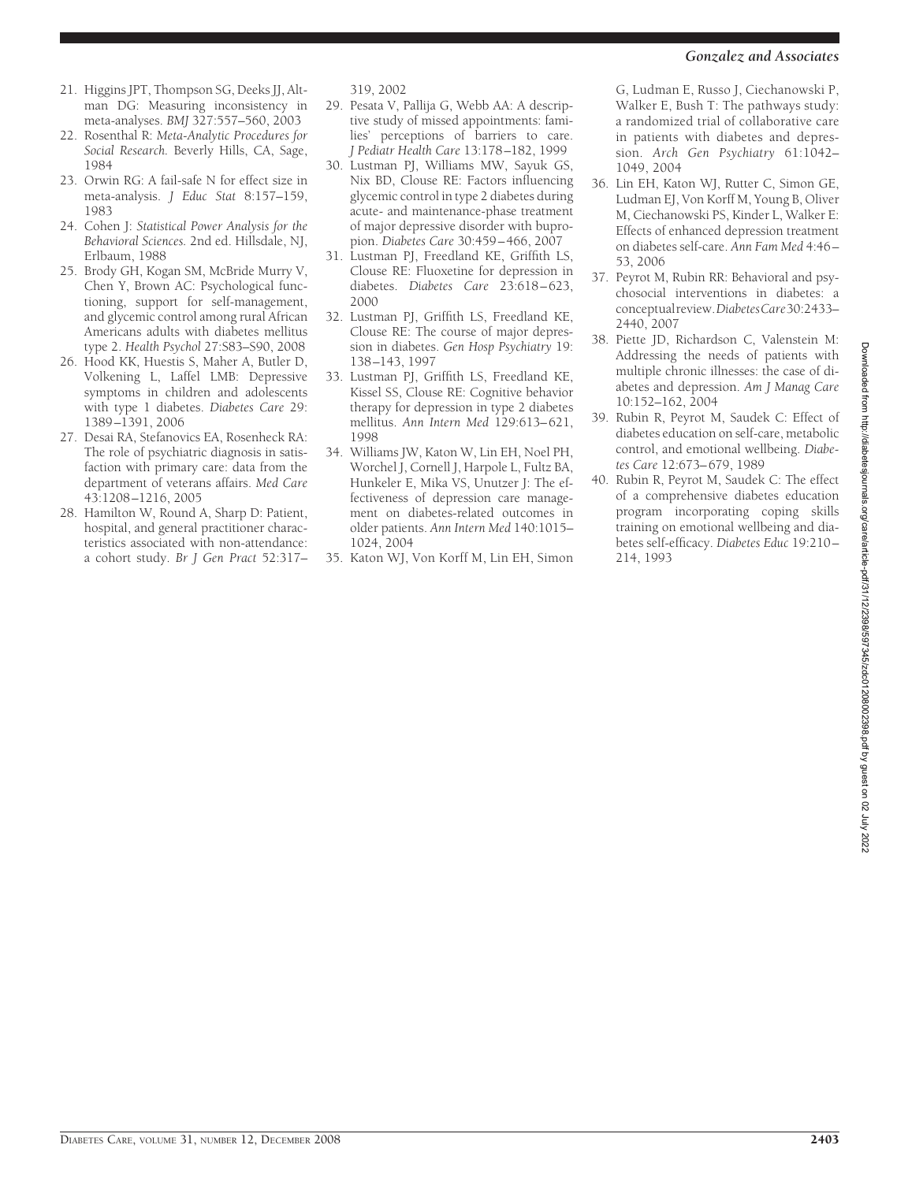21. Higgins JPT, Thompson SG, Deeks JJ, Altman DG: Measuring inconsistency in meta-analyses. *BMJ* 327:557–560, 2003
22. Rosenthal R: *Meta-Analytic Procedures for Social Research.* Beverly Hills, CA, Sage, 1984
23. Orwin RG: A fail-safe N for effect size in meta-analysis. *J Educ Stat* 8:157–159, 1983
24. Cohen J: *Statistical Power Analysis for the Behavioral Sciences.* 2nd ed. Hillsdale, NJ, Erlbaum, 1988
25. Brody GH, Kogan SM, McBride Murry V, Chen Y, Brown AC: Psychological functioning, support for self-management, and glycemic control among rural African Americans adults with diabetes mellitus type 2. *Health Psychol* 27:S83–S90, 2008
26. Hood KK, Huestis S, Maher A, Butler D, Volkening L, Laffel LMB: Depressive symptoms in children and adolescents with type 1 diabetes. *Diabetes Care* 29: 1389–1391, 2006
27. Desai RA, Stefanovics EA, Rosenheck RA: The role of psychiatric diagnosis in satisfaction with primary care: data from the department of veterans affairs. *Med Care* 43:1208–1216, 2005
28. Hamilton W, Round A, Sharp D: Patient, hospital, and general practitioner characteristics associated with non-attendance: a cohort study. *Br J Gen Pract* 52:317–319, 2002
29. Pesata V, Pallija G, Webb AA: A descriptive study of missed appointments: families' perceptions of barriers to care. *J Pediatr Health Care* 13:178–182, 1999
30. Lustman PJ, Williams MW, Sayuk GS, Nix BD, Clouse RE: Factors influencing glycemic control in type 2 diabetes during acute- and maintenance-phase treatment of major depressive disorder with bupropion. *Diabetes Care* 30:459–466, 2007
31. Lustman PJ, Freedland KE, Griffith LS, Clouse RE: Fluoxetine for depression in diabetes. *Diabetes Care* 23:618–623, 2000
32. Lustman PJ, Griffith LS, Freedland KE, Clouse RE: The course of major depression in diabetes. *Gen Hosp Psychiatry* 19: 138–143, 1997
33. Lustman PJ, Griffith LS, Freedland KE, Kissel SS, Clouse RE: Cognitive behavior therapy for depression in type 2 diabetes mellitus. *Ann Intern Med* 129:613–621, 1998
34. Williams JW, Katon W, Lin EH, Noel PH, Worchel J, Cornell J, Harpole L, Fultz BA, Hunkeler E, Mika VS, Unutzer J: The effectiveness of depression care management on diabetes-related outcomes in older patients. *Ann Intern Med* 140:1015–1024, 2004
35. Katon WJ, Von Korff M, Lin EH, Simon G, Ludman E, Russo J, Ciechanowski P, Walker E, Bush T: The pathways study: a randomized trial of collaborative care in patients with diabetes and depression. *Arch Gen Psychiatry* 61:1042–1049, 2004
36. Lin EH, Katon WJ, Rutter C, Simon GE, Ludman EJ, Von Korff M, Young B, Oliver M, Ciechanowski PS, Kinder L, Walker E: Effects of enhanced depression treatment on diabetes self-care. *Ann Fam Med* 4:46–53, 2006
37. Peyrot M, Rubin RR: Behavioral and psychosocial interventions in diabetes: a conceptual review. *Diabetes Care* 30:2433–2440, 2007
38. Piette JD, Richardson C, Valenstein M: Addressing the needs of patients with multiple chronic illnesses: the case of diabetes and depression. *Am J Manag Care* 10:152–162, 2004
39. Rubin R, Peyrot M, Saudek C: Effect of diabetes education on self-care, metabolic control, and emotional wellbeing. *Diabetes Care* 12:673–679, 1989
40. Rubin R, Peyrot M, Saudek C: The effect of a comprehensive diabetes education program incorporating coping skills training on emotional wellbeing and diabetes self-efficacy. *Diabetes Educ* 19:210–214, 1993